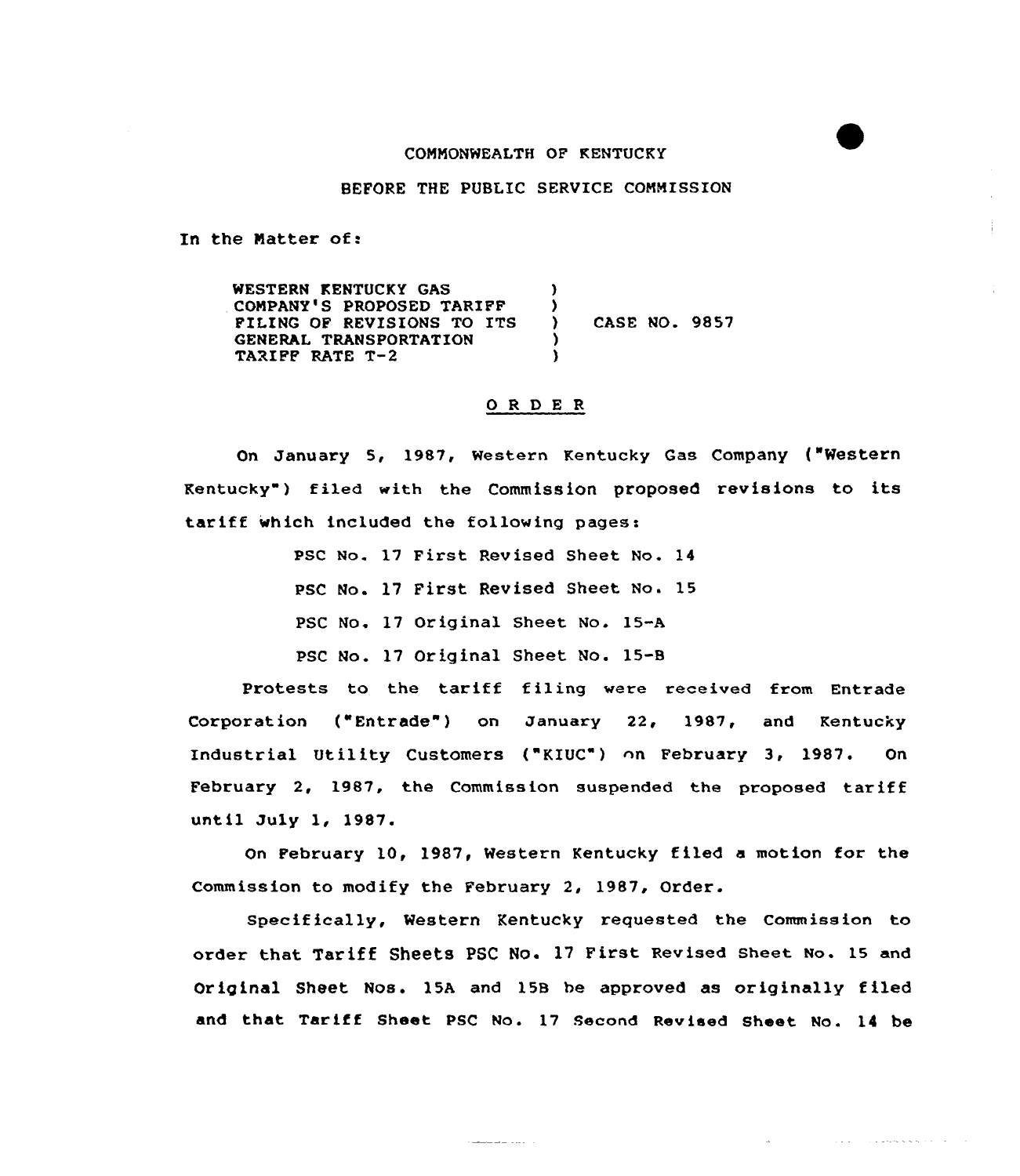COMMONWEALTH OF KENTUCKY

BEFORE THE PUBLIC SERVICE COMMISSION

In the Matter of:

WESTERN KENTUCKY GAS COMPANY'S PROPOSED TARIFF FILING OF REVISIONS TO ITS GENERAL TRANSPORTATION TARIFF RATE T-2 ) CASE NO. 9857

O R D E R

On January 5, 1987, Western Kentucky Gas Company ("Western Kentucky") filed with the Commission proposed revisions to its tariff which included the following pages:

PSC No. 17 First Revised Sheet No. 14

PSC No. 17 First Revised Sheet No. 15

PSC No. 17 Original Sheet No. 15-A

PSC No. 17 Original Sheet No. 15-B

Protests to the tariff filing were received from Entrade Corporation ("Entrade") on January 22, 1987, and Kentucky Industrial Utility Customers ("KIUC") on February 3, 1987. On February 2, 1987, the Commission suspended the proposed tariff until July 1, 1987.

On February 10, 1987, Western Kentucky filed a motion for the Commission to modify the February 2, 1987, Order.

Specifically, Western Kentucky requested the Commission to order that Tariff Sheets PSC No. 17 First Revised Sheet No. 15 and Original Sheet Nos. 15A and 15B be approved as originally filed and that Tariff Sheet PSC No. 17 Second Revised Sheet No. 14 be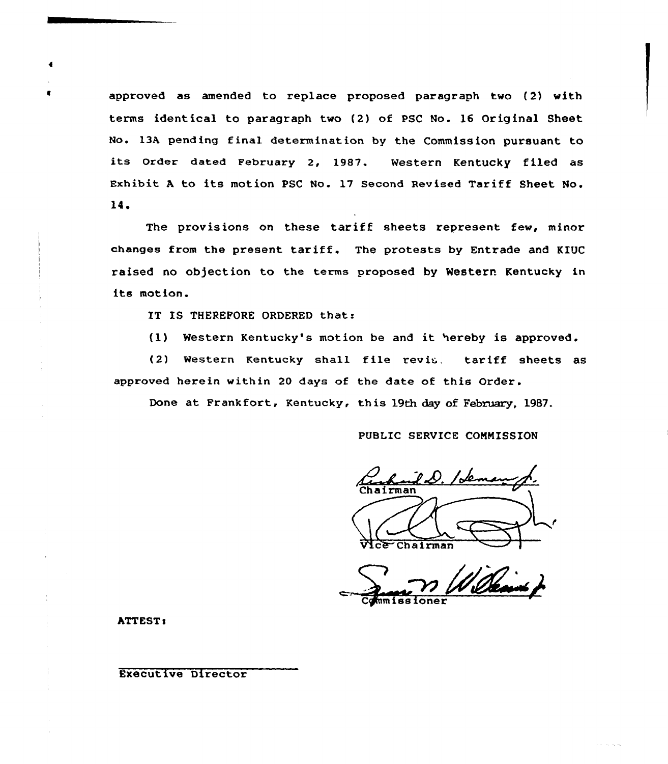approved as amended to replace proposed paragraph two (2) with terms identical to paragraph two (2) of PSC No. 16 Original Sheet No. 13A pending final determination by the Commission pursuant to its Order dated February 2, 1987. Western Kentucky filed as Exhibit A to its motion PSC No. 17 Second Revised Tariff Sheet No. 14.

The provisions on these tariff sheets represent few, minor changes from the present tariff. The protests by Entrade and KIUC raised no objection to the terms proposed by Western Kentucky in its motion.

IT IS THEREFORE ORDERED that:

(1) Western Kentucky's motion be and it hereby is approved.

(2) Western Kentucky shall file revis. tariff sheets as approved herein within 20 days of the date of this Order.

Done at Frankfort, Kentucky, this 19th day of February, 1987.

PUBLIC SERVICE COMMISSION

Chairman

Vice Chairman

Commissioner

ATTEST:

Executive Director